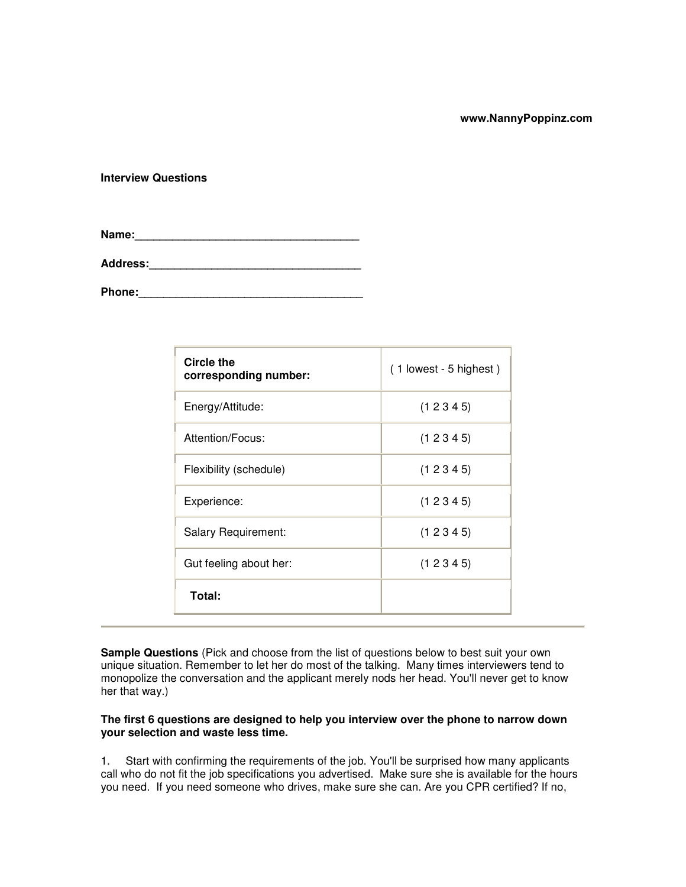www.NannyPoppinz.com

**Interview Questions**

**Name:**___________________________________

**Address:**_________________________________

**Phone:**___________________________________

| **Circle the corresponding number:** | ( 1 lowest - 5 highest ) |
|---|---|
| Energy/Attitude: | (1 2 3 4 5) |
| Attention/Focus: | (1 2 3 4 5) |
| Flexibility (schedule) | (1 2 3 4 5) |
| Experience: | (1 2 3 4 5) |
| Salary Requirement: | (1 2 3 4 5) |
| Gut feeling about her: | (1 2 3 4 5) |
| **Total:** | |

---

**Sample Questions** (Pick and choose from the list of questions below to best suit your own unique situation. Remember to let her do most of the talking. Many times interviewers tend to monopolize the conversation and the applicant merely nods her head. You'll never get to know her that way.)

**The first 6 questions are designed to help you interview over the phone to narrow down your selection and waste less time.**

1. Start with confirming the requirements of the job. You'll be surprised how many applicants call who do not fit the job specifications you advertised. Make sure she is available for the hours you need. If you need someone who drives, make sure she can. Are you CPR certified? If no,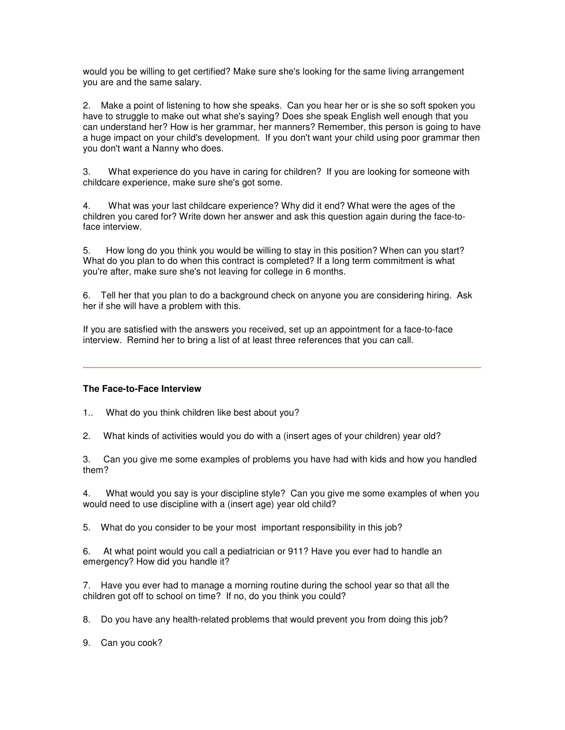would you be willing to get certified? Make sure she's looking for the same living arrangement you are and the same salary.

2. Make a point of listening to how she speaks. Can you hear her or is she so soft spoken you have to struggle to make out what she's saying? Does she speak English well enough that you can understand her? How is her grammar, her manners? Remember, this person is going to have a huge impact on your child's development. If you don't want your child using poor grammar then you don't want a Nanny who does.

3. What experience do you have in caring for children? If you are looking for someone with childcare experience, make sure she's got some.

4. What was your last childcare experience? Why did it end? What were the ages of the children you cared for? Write down her answer and ask this question again during the face-to-face interview.

5. How long do you think you would be willing to stay in this position? When can you start? What do you plan to do when this contract is completed? If a long term commitment is what you're after, make sure she's not leaving for college in 6 months.

6. Tell her that you plan to do a background check on anyone you are considering hiring. Ask her if she will have a problem with this.

If you are satisfied with the answers you received, set up an appointment for a face-to-face interview. Remind her to bring a list of at least three references that you can call.

---

**The Face-to-Face Interview**

1.. What do you think children like best about you?

2. What kinds of activities would you do with a (insert ages of your children) year old?

3. Can you give me some examples of problems you have had with kids and how you handled them?

4. What would you say is your discipline style? Can you give me some examples of when you would need to use discipline with a (insert age) year old child?

5. What do you consider to be your most important responsibility in this job?

6. At what point would you call a pediatrician or 911? Have you ever had to handle an emergency? How did you handle it?

7. Have you ever had to manage a morning routine during the school year so that all the children got off to school on time? If no, do you think you could?

8. Do you have any health-related problems that would prevent you from doing this job?

9. Can you cook?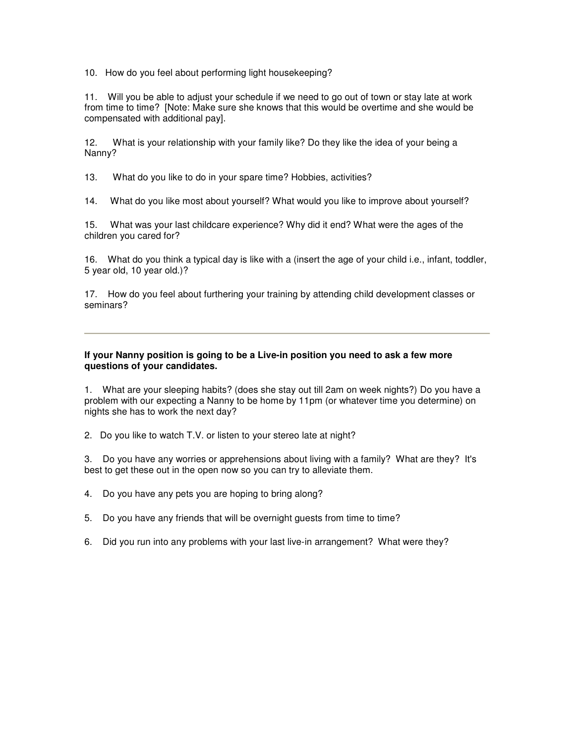10. How do you feel about performing light housekeeping?

11. Will you be able to adjust your schedule if we need to go out of town or stay late at work from time to time? [Note: Make sure she knows that this would be overtime and she would be compensated with additional pay].

12. What is your relationship with your family like? Do they like the idea of your being a Nanny?

13. What do you like to do in your spare time? Hobbies, activities?

14. What do you like most about yourself? What would you like to improve about yourself?

15. What was your last childcare experience? Why did it end? What were the ages of the children you cared for?

16. What do you think a typical day is like with a (insert the age of your child i.e., infant, toddler, 5 year old, 10 year old.)?

17. How do you feel about furthering your training by attending child development classes or seminars?

---

**If your Nanny position is going to be a Live-in position you need to ask a few more questions of your candidates.**

1. What are your sleeping habits? (does she stay out till 2am on week nights?) Do you have a problem with our expecting a Nanny to be home by 11pm (or whatever time you determine) on nights she has to work the next day?

2. Do you like to watch T.V. or listen to your stereo late at night?

3. Do you have any worries or apprehensions about living with a family? What are they? It's best to get these out in the open now so you can try to alleviate them.

4. Do you have any pets you are hoping to bring along?

5. Do you have any friends that will be overnight guests from time to time?

6. Did you run into any problems with your last live-in arrangement? What were they?